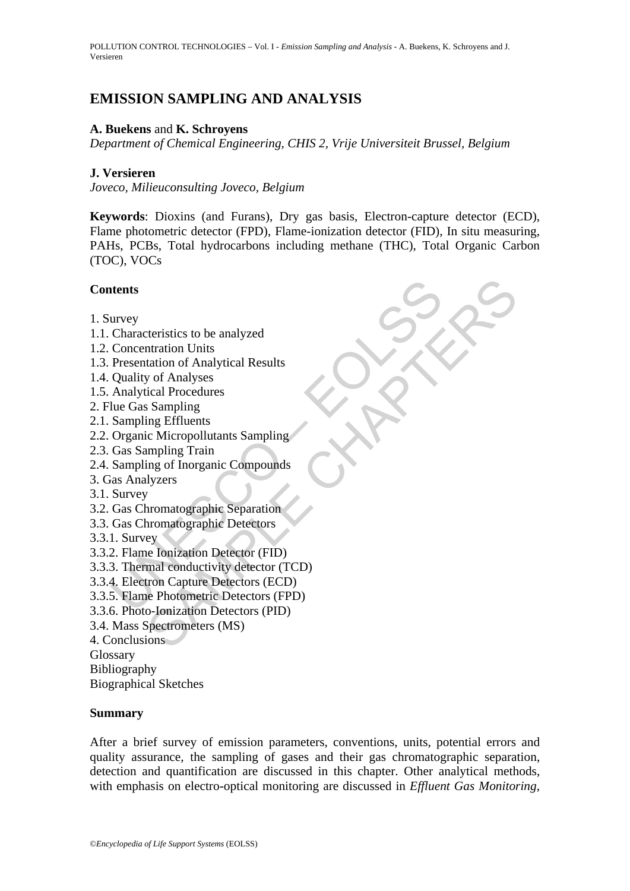# EMISSION SAMPLING AND ANALYSIS

**A. Buekens** and **K. Schroyens**

*Department of Chemical Engineering, CHIS 2, Vrije Universiteit Brussel, Belgium*

**J. Versieren**

*Joveco, Milieuconsulting Joveco, Belgium*

**Keywords**: Dioxins (and Furans), Dry gas basis, Electron-capture detector (ECD), Flame photometric detector (FPD), Flame-ionization detector (FID), In situ measuring, PAHs, PCBs, Total hydrocarbons including methane (THC), Total Organic Carbon (TOC), VOCs

**Contents**

1. Survey
1.1. Characteristics to be analyzed
1.2. Concentration Units
1.3. Presentation of Analytical Results
1.4. Quality of Analyses
1.5. Analytical Procedures
2. Flue Gas Sampling
2.1. Sampling Effluents
2.2. Organic Micropollutants Sampling
2.3. Gas Sampling Train
2.4. Sampling of Inorganic Compounds
3. Gas Analyzers
3.1. Survey
3.2. Gas Chromatographic Separation
3.3. Gas Chromatographic Detectors
3.3.1. Survey
3.3.2. Flame Ionization Detector (FID)
3.3.3. Thermal conductivity detector (TCD)
3.3.4. Electron Capture Detectors (ECD)
3.3.5. Flame Photometric Detectors (FPD)
3.3.6. Photo-Ionization Detectors (PID)
3.4. Mass Spectrometers (MS)
4. Conclusions
Glossary
Bibliography
Biographical Sketches

**Summary**

After a brief survey of emission parameters, conventions, units, potential errors and quality assurance, the sampling of gases and their gas chromatographic separation, detection and quantification are discussed in this chapter. Other analytical methods, with emphasis on electro-optical monitoring are discussed in *Effluent Gas Monitoring*,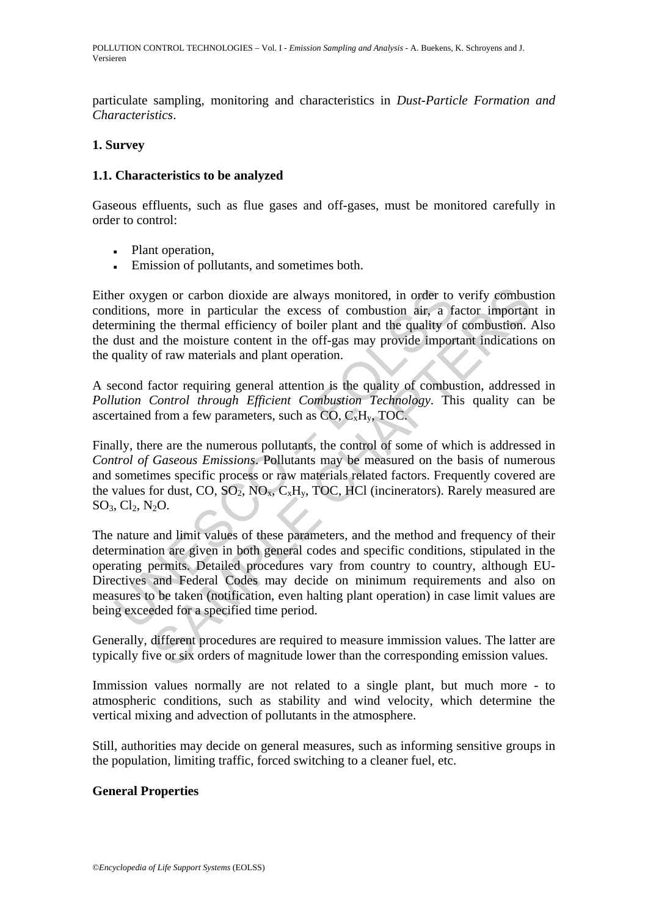particulate sampling, monitoring and characteristics in *Dust-Particle Formation and Characteristics*.

## 1. Survey

### 1.1. Characteristics to be analyzed

Gaseous effluents, such as flue gases and off-gases, must be monitored carefully in order to control:

- Plant operation,
- Emission of pollutants, and sometimes both.

Either oxygen or carbon dioxide are always monitored, in order to verify combustion conditions, more in particular the excess of combustion air, a factor important in determining the thermal efficiency of boiler plant and the quality of combustion. Also the dust and the moisture content in the off-gas may provide important indications on the quality of raw materials and plant operation.

A second factor requiring general attention is the quality of combustion, addressed in *Pollution Control through Efficient Combustion Technology*. This quality can be ascertained from a few parameters, such as CO, $C_xH_y$, TOC.

Finally, there are the numerous pollutants, the control of some of which is addressed in *Control of Gaseous Emissions*. Pollutants may be measured on the basis of numerous and sometimes specific process or raw materials related factors. Frequently covered are the values for dust, CO, $SO_2$, $NO_x$, $C_xH_y$, TOC, HCl (incinerators). Rarely measured are $SO_3$, $Cl_2$, $N_2O$.

The nature and limit values of these parameters, and the method and frequency of their determination are given in both general codes and specific conditions, stipulated in the operating permits. Detailed procedures vary from country to country, although EU-Directives and Federal Codes may decide on minimum requirements and also on measures to be taken (notification, even halting plant operation) in case limit values are being exceeded for a specified time period.

Generally, different procedures are required to measure immission values. The latter are typically five or six orders of magnitude lower than the corresponding emission values.

Immission values normally are not related to a single plant, but much more - to atmospheric conditions, such as stability and wind velocity, which determine the vertical mixing and advection of pollutants in the atmosphere.

Still, authorities may decide on general measures, such as informing sensitive groups in the population, limiting traffic, forced switching to a cleaner fuel, etc.

**General Properties**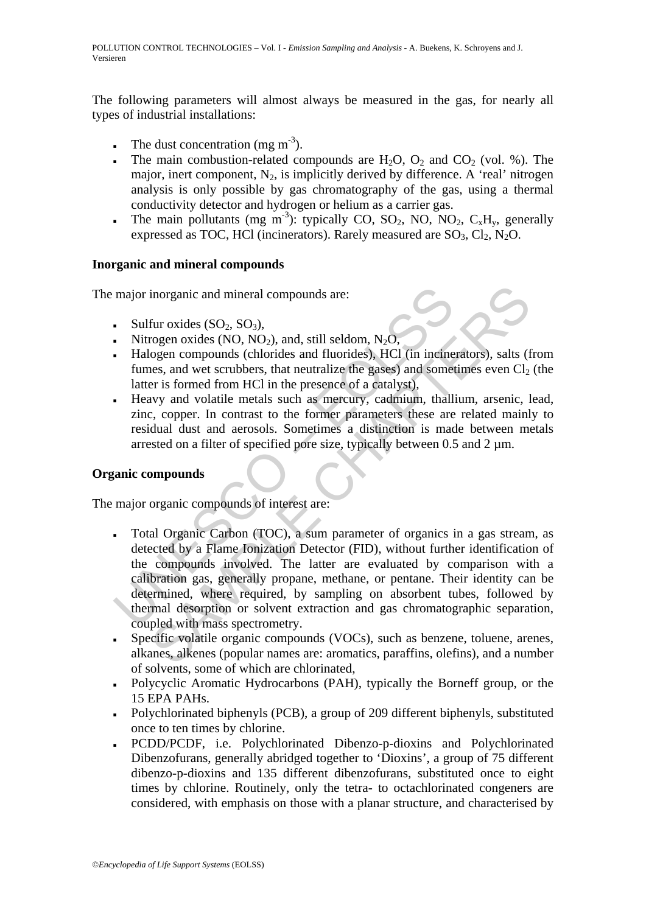The following parameters will almost always be measured in the gas, for nearly all types of industrial installations:

- The dust concentration (mg $m^{-3}$).
- The main combustion-related compounds are $H_2O$, $O_2$ and $CO_2$ (vol. %). The major, inert component, $N_2$, is implicitly derived by difference. A 'real' nitrogen analysis is only possible by gas chromatography of the gas, using a thermal conductivity detector and hydrogen or helium as a carrier gas.
- The main pollutants (mg $m^{-3}$): typically CO, $SO_2$, NO, $NO_2$, $C_xH_y$, generally expressed as TOC, HCl (incinerators). Rarely measured are $SO_3$, $Cl_2$, $N_2O$.

### Inorganic and mineral compounds

The major inorganic and mineral compounds are:

- Sulfur oxides ($SO_2$, $SO_3$),
- Nitrogen oxides (NO, $NO_2$), and, still seldom, $N_2O$,
- Halogen compounds (chlorides and fluorides), HCl (in incinerators), salts (from fumes, and wet scrubbers, that neutralize the gases) and sometimes even $Cl_2$ (the latter is formed from HCl in the presence of a catalyst),
- Heavy and volatile metals such as mercury, cadmium, thallium, arsenic, lead, zinc, copper. In contrast to the former parameters these are related mainly to residual dust and aerosols. Sometimes a distinction is made between metals arrested on a filter of specified pore size, typically between 0.5 and 2 µm.

### Organic compounds

The major organic compounds of interest are:

- Total Organic Carbon (TOC), a sum parameter of organics in a gas stream, as detected by a Flame Ionization Detector (FID), without further identification of the compounds involved. The latter are evaluated by comparison with a calibration gas, generally propane, methane, or pentane. Their identity can be determined, where required, by sampling on absorbent tubes, followed by thermal desorption or solvent extraction and gas chromatographic separation, coupled with mass spectrometry.
- Specific volatile organic compounds (VOCs), such as benzene, toluene, arenes, alkanes, alkenes (popular names are: aromatics, paraffins, olefins), and a number of solvents, some of which are chlorinated,
- Polycyclic Aromatic Hydrocarbons (PAH), typically the Borneff group, or the 15 EPA PAHs.
- Polychlorinated biphenyls (PCB), a group of 209 different biphenyls, substituted once to ten times by chlorine.
- PCDD/PCDF, i.e. Polychlorinated Dibenzo-p-dioxins and Polychlorinated Dibenzofurans, generally abridged together to 'Dioxins', a group of 75 different dibenzo-p-dioxins and 135 different dibenzofurans, substituted once to eight times by chlorine. Routinely, only the tetra- to octachlorinated congeners are considered, with emphasis on those with a planar structure, and characterised by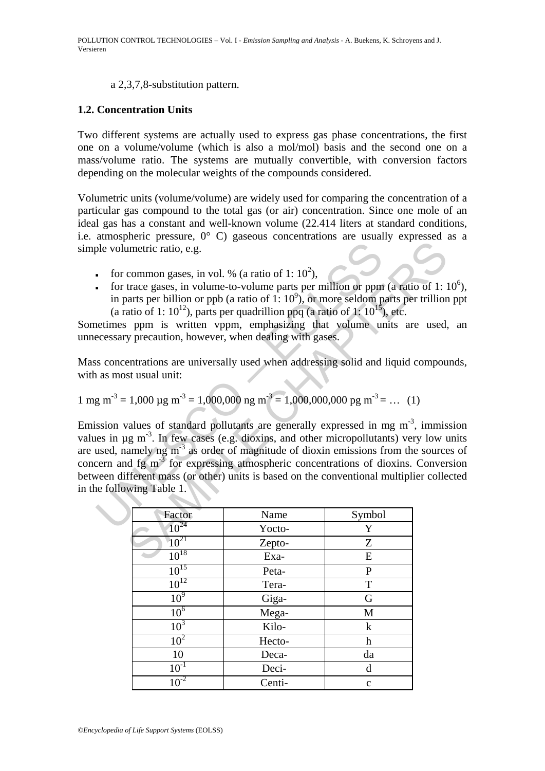a 2,3,7,8-substitution pattern.

### 1.2. Concentration Units

Two different systems are actually used to express gas phase concentrations, the first one on a volume/volume (which is also a mol/mol) basis and the second one on a mass/volume ratio. The systems are mutually convertible, with conversion factors depending on the molecular weights of the compounds considered.

Volumetric units (volume/volume) are widely used for comparing the concentration of a particular gas compound to the total gas (or air) concentration. Since one mole of an ideal gas has a constant and well-known volume (22.414 liters at standard conditions, i.e. atmospheric pressure, 0° C) gaseous concentrations are usually expressed as a simple volumetric ratio, e.g.

- for common gases, in vol. % (a ratio of 1: $10^2$),
- for trace gases, in volume-to-volume parts per million or ppm (a ratio of 1: $10^6$), in parts per billion or ppb (a ratio of 1: $10^9$), or more seldom parts per trillion ppt (a ratio of 1: $10^{12}$), parts per quadrillion ppq (a ratio of 1: $10^{15}$), etc.

Sometimes ppm is written vppm, emphasizing that volume units are used, an unnecessary precaution, however, when dealing with gases.

Mass concentrations are universally used when addressing solid and liquid compounds, with as most usual unit:

$$1 \text{ mg m}^{-3} = 1{,}000 \text{ µg m}^{-3} = 1{,}000{,}000 \text{ ng m}^{-3} = 1{,}000{,}000{,}000 \text{ pg m}^{-3} = \ldots \quad (1)$$

Emission values of standard pollutants are generally expressed in mg $m^{-3}$, immission values in µg $m^{-3}$. In few cases (e.g. dioxins, and other micropollutants) very low units are used, namely ng $m^{-3}$ as order of magnitude of dioxin emissions from the sources of concern and fg $m^{-3}$ for expressing atmospheric concentrations of dioxins. Conversion between different mass (or other) units is based on the conventional multiplier collected in the following Table 1.

| Factor | Name | Symbol |
|---|---|---|
| $10^{24}$ | Yocto- | Y |
| $10^{21}$ | Zepto- | Z |
| $10^{18}$ | Exa- | E |
| $10^{15}$ | Peta- | P |
| $10^{12}$ | Tera- | T |
| $10^{9}$ | Giga- | G |
| $10^{6}$ | Mega- | M |
| $10^{3}$ | Kilo- | k |
| $10^{2}$ | Hecto- | h |
| 10 | Deca- | da |
| $10^{-1}$ | Deci- | d |
| $10^{-2}$ | Centi- | c |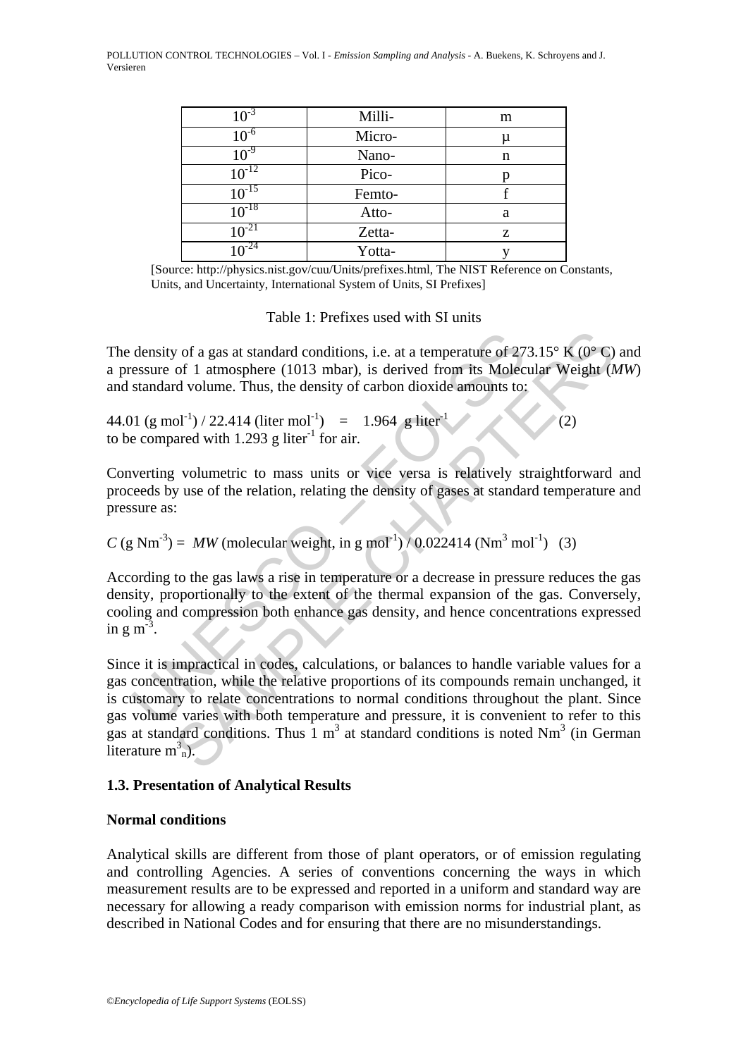| $10^{-3}$ | Milli- | m |
|---|---|---|
| $10^{-6}$ | Micro- | µ |
| $10^{-9}$ | Nano- | n |
| $10^{-12}$ | Pico- | p |
| $10^{-15}$ | Femto- | f |
| $10^{-18}$ | Atto- | a |
| $10^{-21}$ | Zetta- | z |
| $10^{-24}$ | Yotta- | y |

[Source: http://physics.nist.gov/cuu/Units/prefixes.html, The NIST Reference on Constants, Units, and Uncertainty, International System of Units, SI Prefixes]

Table 1: Prefixes used with SI units

The density of a gas at standard conditions, i.e. at a temperature of 273.15° K (0° C) and a pressure of 1 atmosphere (1013 mbar), is derived from its Molecular Weight (*MW*) and standard volume. Thus, the density of carbon dioxide amounts to:

$$44.01\ (\text{g mol}^{-1}) / 22.414\ (\text{liter mol}^{-1}) = 1.964\ \text{g liter}^{-1} \quad (2)$$

to be compared with 1.293 g liter$^{-1}$ for air.

Converting volumetric to mass units or vice versa is relatively straightforward and proceeds by use of the relation, relating the density of gases at standard temperature and pressure as:

$$C\ (\text{g Nm}^{-3}) = MW\ (\text{molecular weight, in g mol}^{-1}) / 0.022414\ (\text{Nm}^3\ \text{mol}^{-1}) \quad (3)$$

According to the gas laws a rise in temperature or a decrease in pressure reduces the gas density, proportionally to the extent of the thermal expansion of the gas. Conversely, cooling and compression both enhance gas density, and hence concentrations expressed in g m$^{-3}$.

Since it is impractical in codes, calculations, or balances to handle variable values for a gas concentration, while the relative proportions of its compounds remain unchanged, it is customary to relate concentrations to normal conditions throughout the plant. Since gas volume varies with both temperature and pressure, it is convenient to refer to this gas at standard conditions. Thus 1 m$^3$ at standard conditions is noted Nm$^3$ (in German literature $m^3_n$).

### 1.3. Presentation of Analytical Results

**Normal conditions**

Analytical skills are different from those of plant operators, or of emission regulating and controlling Agencies. A series of conventions concerning the ways in which measurement results are to be expressed and reported in a uniform and standard way are necessary for allowing a ready comparison with emission norms for industrial plant, as described in National Codes and for ensuring that there are no misunderstandings.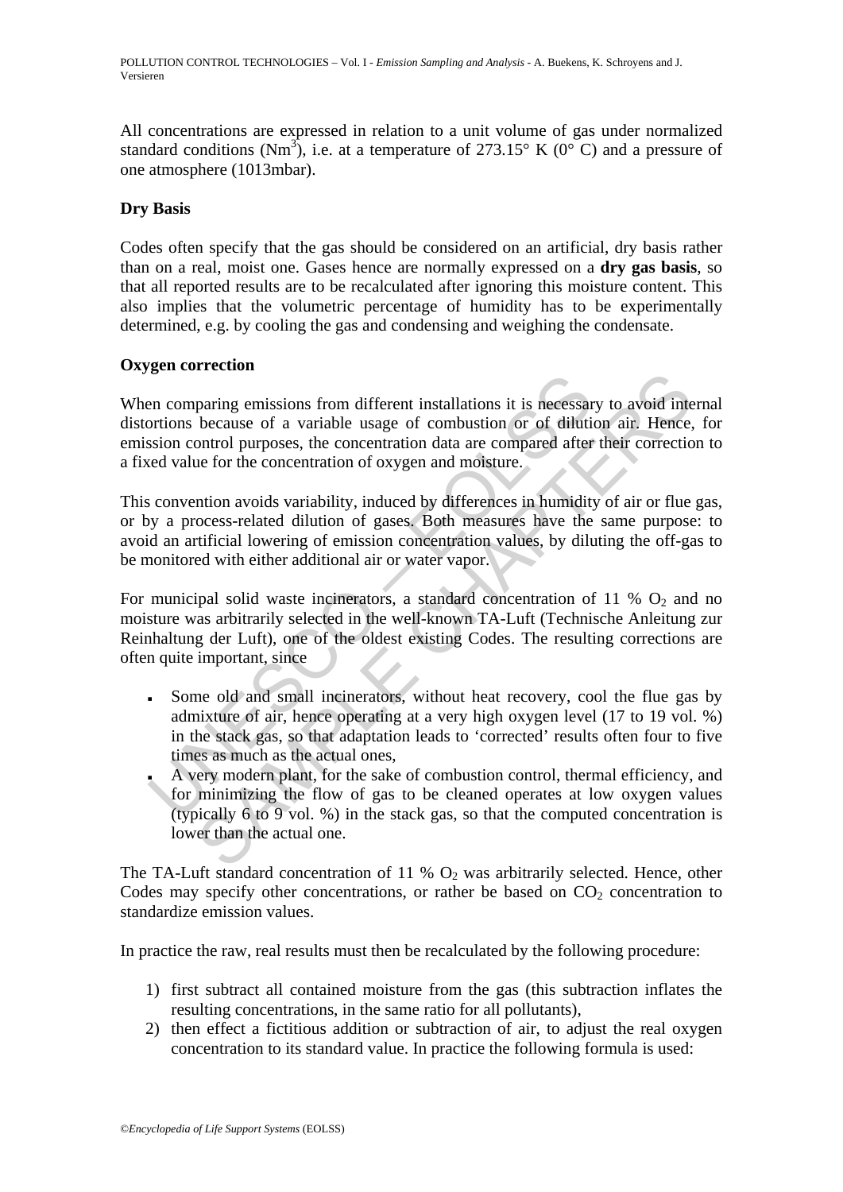All concentrations are expressed in relation to a unit volume of gas under normalized standard conditions ($Nm^3$), i.e. at a temperature of 273.15° K (0° C) and a pressure of one atmosphere (1013mbar).

### Dry Basis

Codes often specify that the gas should be considered on an artificial, dry basis rather than on a real, moist one. Gases hence are normally expressed on a **dry gas basis**, so that all reported results are to be recalculated after ignoring this moisture content. This also implies that the volumetric percentage of humidity has to be experimentally determined, e.g. by cooling the gas and condensing and weighing the condensate.

### Oxygen correction

When comparing emissions from different installations it is necessary to avoid internal distortions because of a variable usage of combustion or of dilution air. Hence, for emission control purposes, the concentration data are compared after their correction to a fixed value for the concentration of oxygen and moisture.

This convention avoids variability, induced by differences in humidity of air or flue gas, or by a process-related dilution of gases. Both measures have the same purpose: to avoid an artificial lowering of emission concentration values, by diluting the off-gas to be monitored with either additional air or water vapor.

For municipal solid waste incinerators, a standard concentration of 11 % $O_2$ and no moisture was arbitrarily selected in the well-known TA-Luft (Technische Anleitung zur Reinhaltung der Luft), one of the oldest existing Codes. The resulting corrections are often quite important, since

- Some old and small incinerators, without heat recovery, cool the flue gas by admixture of air, hence operating at a very high oxygen level (17 to 19 vol. %) in the stack gas, so that adaptation leads to 'corrected' results often four to five times as much as the actual ones,
- A very modern plant, for the sake of combustion control, thermal efficiency, and for minimizing the flow of gas to be cleaned operates at low oxygen values (typically 6 to 9 vol. %) in the stack gas, so that the computed concentration is lower than the actual one.

The TA-Luft standard concentration of 11 % $O_2$ was arbitrarily selected. Hence, other Codes may specify other concentrations, or rather be based on $CO_2$ concentration to standardize emission values.

In practice the raw, real results must then be recalculated by the following procedure:

1) first subtract all contained moisture from the gas (this subtraction inflates the resulting concentrations, in the same ratio for all pollutants),
2) then effect a fictitious addition or subtraction of air, to adjust the real oxygen concentration to its standard value. In practice the following formula is used: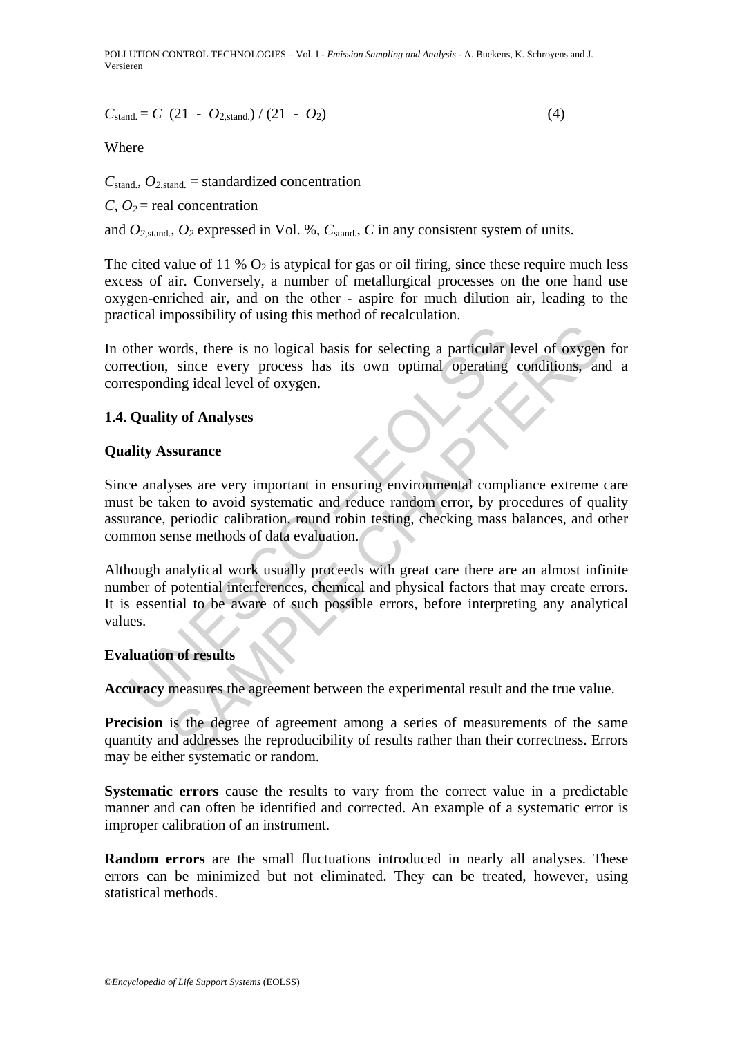$$C_{\text{stand.}} = C\ (21 - O_{2,\text{stand.}}) / (21 - O_2) \qquad (4)$$

Where

$C_{\text{stand.}}$, $O_{2,\text{stand.}}$ = standardized concentration

$C$, $O_2$ = real concentration

and $O_{2,\text{stand.}}$, $O_2$ expressed in Vol. %, $C_{\text{stand.}}$, $C$ in any consistent system of units.

The cited value of 11 % $O_2$ is atypical for gas or oil firing, since these require much less excess of air. Conversely, a number of metallurgical processes on the one hand use oxygen-enriched air, and on the other - aspire for much dilution air, leading to the practical impossibility of using this method of recalculation.

In other words, there is no logical basis for selecting a particular level of oxygen for correction, since every process has its own optimal operating conditions, and a corresponding ideal level of oxygen.

### 1.4. Quality of Analyses

#### Quality Assurance

Since analyses are very important in ensuring environmental compliance extreme care must be taken to avoid systematic and reduce random error, by procedures of quality assurance, periodic calibration, round robin testing, checking mass balances, and other common sense methods of data evaluation.

Although analytical work usually proceeds with great care there are an almost infinite number of potential interferences, chemical and physical factors that may create errors. It is essential to be aware of such possible errors, before interpreting any analytical values.

#### Evaluation of results

**Accuracy** measures the agreement between the experimental result and the true value.

**Precision** is the degree of agreement among a series of measurements of the same quantity and addresses the reproducibility of results rather than their correctness. Errors may be either systematic or random.

**Systematic errors** cause the results to vary from the correct value in a predictable manner and can often be identified and corrected. An example of a systematic error is improper calibration of an instrument.

**Random errors** are the small fluctuations introduced in nearly all analyses. These errors can be minimized but not eliminated. They can be treated, however, using statistical methods.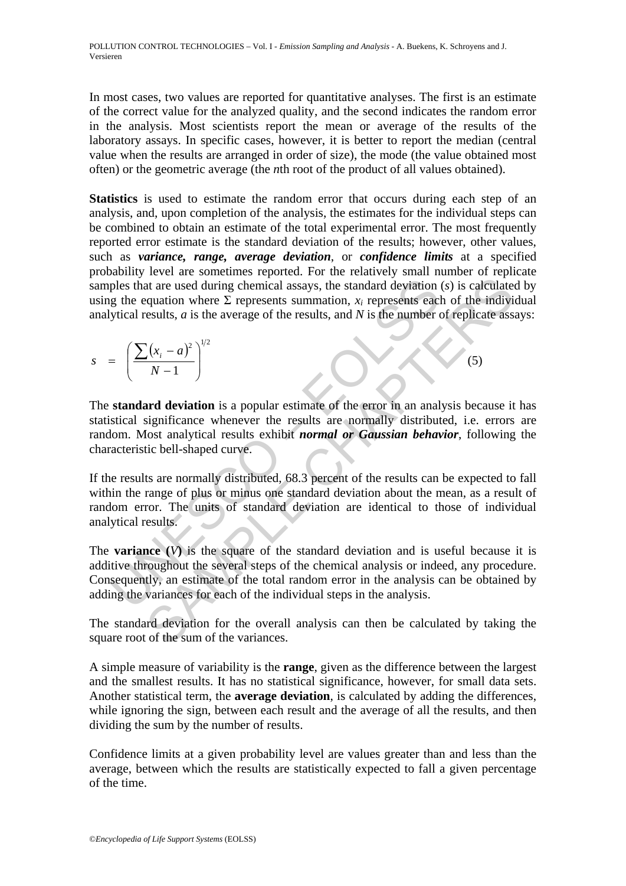In most cases, two values are reported for quantitative analyses. The first is an estimate of the correct value for the analyzed quality, and the second indicates the random error in the analysis. Most scientists report the mean or average of the results of the laboratory assays. In specific cases, however, it is better to report the median (central value when the results are arranged in order of size), the mode (the value obtained most often) or the geometric average (the *n*th root of the product of all values obtained).

**Statistics** is used to estimate the random error that occurs during each step of an analysis, and, upon completion of the analysis, the estimates for the individual steps can be combined to obtain an estimate of the total experimental error. The most frequently reported error estimate is the standard deviation of the results; however, other values, such as ***variance, range, average deviation***, or ***confidence limits*** at a specified probability level are sometimes reported. For the relatively small number of replicate samples that are used during chemical assays, the standard deviation ($s$) is calculated by using the equation where Σ represents summation, $x_i$ represents each of the individual analytical results, $a$ is the average of the results, and $N$ is the number of replicate assays:

$$s = \left( \frac{\sum (x_i - a)^2}{N - 1} \right)^{1/2} \tag{5}$$

The **standard deviation** is a popular estimate of the error in an analysis because it has statistical significance whenever the results are normally distributed, i.e. errors are random. Most analytical results exhibit ***normal or Gaussian behavior***, following the characteristic bell-shaped curve.

If the results are normally distributed, 68.3 percent of the results can be expected to fall within the range of plus or minus one standard deviation about the mean, as a result of random error. The units of standard deviation are identical to those of individual analytical results.

The **variance (*V*)** is the square of the standard deviation and is useful because it is additive throughout the several steps of the chemical analysis or indeed, any procedure. Consequently, an estimate of the total random error in the analysis can be obtained by adding the variances for each of the individual steps in the analysis.

The standard deviation for the overall analysis can then be calculated by taking the square root of the sum of the variances.

A simple measure of variability is the **range**, given as the difference between the largest and the smallest results. It has no statistical significance, however, for small data sets. Another statistical term, the **average deviation**, is calculated by adding the differences, while ignoring the sign, between each result and the average of all the results, and then dividing the sum by the number of results.

Confidence limits at a given probability level are values greater than and less than the average, between which the results are statistically expected to fall a given percentage of the time.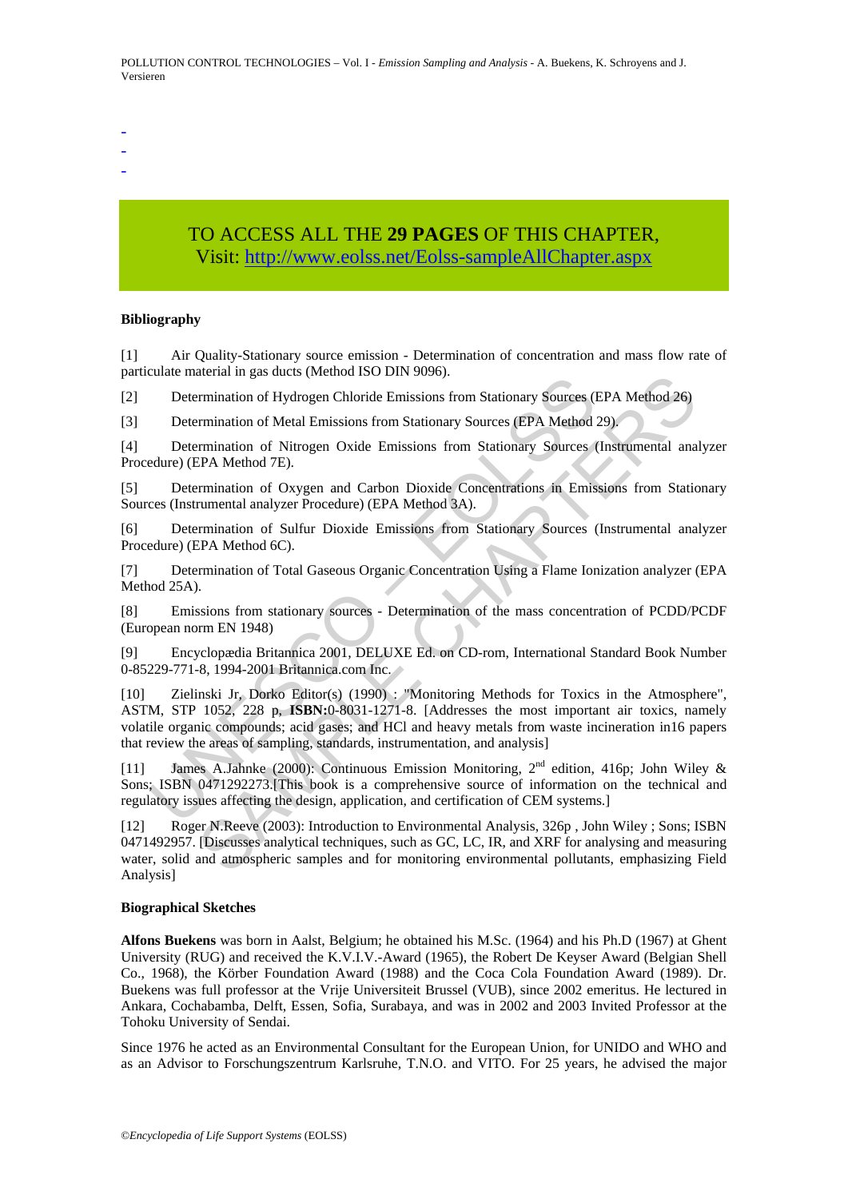-
-
-

TO ACCESS ALL THE **29 PAGES** OF THIS CHAPTER,
Visit: http://www.eolss.net/Eolss-sampleAllChapter.aspx

**Bibliography**

[1] Air Quality-Stationary source emission - Determination of concentration and mass flow rate of particulate material in gas ducts (Method ISO DIN 9096).

[2] Determination of Hydrogen Chloride Emissions from Stationary Sources (EPA Method 26)

[3] Determination of Metal Emissions from Stationary Sources (EPA Method 29).

[4] Determination of Nitrogen Oxide Emissions from Stationary Sources (Instrumental analyzer Procedure) (EPA Method 7E).

[5] Determination of Oxygen and Carbon Dioxide Concentrations in Emissions from Stationary Sources (Instrumental analyzer Procedure) (EPA Method 3A).

[6] Determination of Sulfur Dioxide Emissions from Stationary Sources (Instrumental analyzer Procedure) (EPA Method 6C).

[7] Determination of Total Gaseous Organic Concentration Using a Flame Ionization analyzer (EPA Method 25A).

[8] Emissions from stationary sources - Determination of the mass concentration of PCDD/PCDF (European norm EN 1948)

[9] Encyclopædia Britannica 2001, DELUXE Ed. on CD-rom, International Standard Book Number 0-85229-771-8, 1994-2001 Britannica.com Inc.

[10] Zielinski Jr, Dorko Editor(s) (1990) : "Monitoring Methods for Toxics in the Atmosphere", ASTM, STP 1052, 228 p, **ISBN:**0-8031-1271-8. [Addresses the most important air toxics, namely volatile organic compounds; acid gases; and HCl and heavy metals from waste incineration in16 papers that review the areas of sampling, standards, instrumentation, and analysis]

[11] James A.Jahnke (2000): Continuous Emission Monitoring, 2nd edition, 416p; John Wiley & Sons; ISBN 0471292273.[This book is a comprehensive source of information on the technical and regulatory issues affecting the design, application, and certification of CEM systems.]

[12] Roger N.Reeve (2003): Introduction to Environmental Analysis, 326p , John Wiley ; Sons; ISBN 0471492957. [Discusses analytical techniques, such as GC, LC, IR, and XRF for analysing and measuring water, solid and atmospheric samples and for monitoring environmental pollutants, emphasizing Field Analysis]

**Biographical Sketches**

**Alfons Buekens** was born in Aalst, Belgium; he obtained his M.Sc. (1964) and his Ph.D (1967) at Ghent University (RUG) and received the K.V.I.V.-Award (1965), the Robert De Keyser Award (Belgian Shell Co., 1968), the Körber Foundation Award (1988) and the Coca Cola Foundation Award (1989). Dr. Buekens was full professor at the Vrije Universiteit Brussel (VUB), since 2002 emeritus. He lectured in Ankara, Cochabamba, Delft, Essen, Sofia, Surabaya, and was in 2002 and 2003 Invited Professor at the Tohoku University of Sendai.

Since 1976 he acted as an Environmental Consultant for the European Union, for UNIDO and WHO and as an Advisor to Forschungszentrum Karlsruhe, T.N.O. and VITO. For 25 years, he advised the major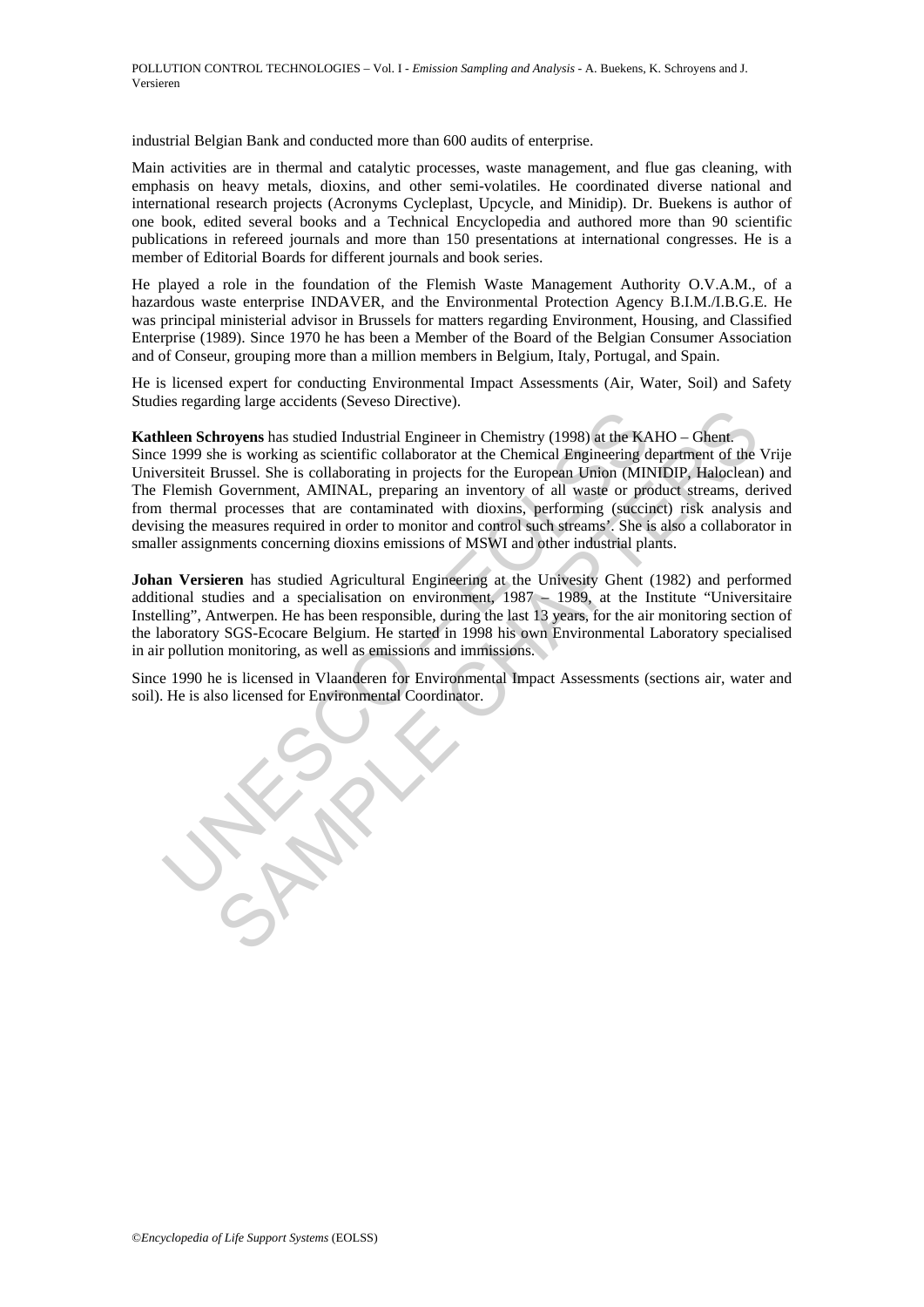industrial Belgian Bank and conducted more than 600 audits of enterprise.

Main activities are in thermal and catalytic processes, waste management, and flue gas cleaning, with emphasis on heavy metals, dioxins, and other semi-volatiles. He coordinated diverse national and international research projects (Acronyms Cycleplast, Upcycle, and Minidip). Dr. Buekens is author of one book, edited several books and a Technical Encyclopedia and authored more than 90 scientific publications in refereed journals and more than 150 presentations at international congresses. He is a member of Editorial Boards for different journals and book series.

He played a role in the foundation of the Flemish Waste Management Authority O.V.A.M., of a hazardous waste enterprise INDAVER, and the Environmental Protection Agency B.I.M./I.B.G.E. He was principal ministerial advisor in Brussels for matters regarding Environment, Housing, and Classified Enterprise (1989). Since 1970 he has been a Member of the Board of the Belgian Consumer Association and of Conseur, grouping more than a million members in Belgium, Italy, Portugal, and Spain.

He is licensed expert for conducting Environmental Impact Assessments (Air, Water, Soil) and Safety Studies regarding large accidents (Seveso Directive).

**Kathleen Schroyens** has studied Industrial Engineer in Chemistry (1998) at the KAHO – Ghent. Since 1999 she is working as scientific collaborator at the Chemical Engineering department of the Vrije Universiteit Brussel. She is collaborating in projects for the European Union (MINIDIP, Haloclean) and The Flemish Government, AMINAL, preparing an inventory of all waste or product streams, derived from thermal processes that are contaminated with dioxins, performing (succinct) risk analysis and devising the measures required in order to monitor and control such streams'. She is also a collaborator in smaller assignments concerning dioxins emissions of MSWI and other industrial plants.

**Johan Versieren** has studied Agricultural Engineering at the Univesity Ghent (1982) and performed additional studies and a specialisation on environment, 1987 – 1989, at the Institute "Universitaire Instelling", Antwerpen. He has been responsible, during the last 13 years, for the air monitoring section of the laboratory SGS-Ecocare Belgium. He started in 1998 his own Environmental Laboratory specialised in air pollution monitoring, as well as emissions and immissions.

Since 1990 he is licensed in Vlaanderen for Environmental Impact Assessments (sections air, water and soil). He is also licensed for Environmental Coordinator.